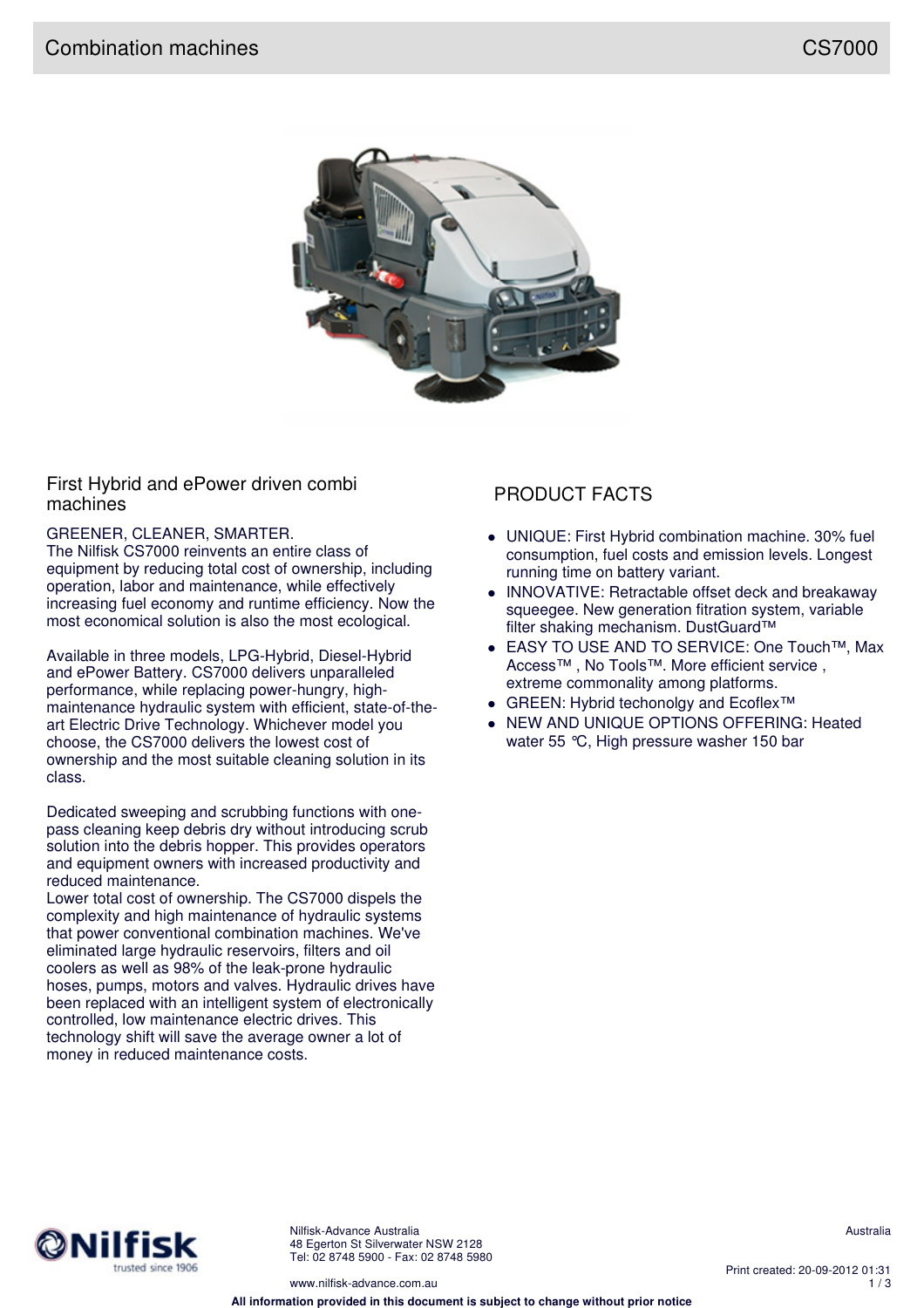# Combination machines CS7000

## First Hybrid and ePower driven combi machines

GREENER, CLEANER, SMARTER.
The Nilfisk CS7000 reinvents an entire class of equipment by reducing total cost of ownership, including operation, labor and maintenance, while effectively increasing fuel economy and runtime efficiency. Now the most economical solution is also the most ecological.

Available in three models, LPG-Hybrid, Diesel-Hybrid and ePower Battery. CS7000 delivers unparalleled performance, while replacing power-hungry, high-maintenance hydraulic system with efficient, state-of-the-art Electric Drive Technology. Whichever model you choose, the CS7000 delivers the lowest cost of ownership and the most suitable cleaning solution in its class.

Dedicated sweeping and scrubbing functions with one-pass cleaning keep debris dry without introducing scrub solution into the debris hopper. This provides operators and equipment owners with increased productivity and reduced maintenance.
Lower total cost of ownership. The CS7000 dispels the complexity and high maintenance of hydraulic systems that power conventional combination machines. We've eliminated large hydraulic reservoirs, filters and oil coolers as well as 98% of the leak-prone hydraulic hoses, pumps, motors and valves. Hydraulic drives have been replaced with an intelligent system of electronically controlled, low maintenance electric drives. This technology shift will save the average owner a lot of money in reduced maintenance costs.

## PRODUCT FACTS

- UNIQUE: First Hybrid combination machine. 30% fuel consumption, fuel costs and emission levels. Longest running time on battery variant.
- INNOVATIVE: Retractable offset deck and breakaway squeegee. New generation fitration system, variable filter shaking mechanism. DustGuard™
- EASY TO USE AND TO SERVICE: One Touch™, Max Access™ , No Tools™. More efficient service , extreme commonality among platforms.
- GREEN: Hybrid techonolgy and Ecoflex™
- NEW AND UNIQUE OPTIONS OFFERING: Heated water 55 °C, High pressure washer 150 bar

Nilfisk-Advance Australia
48 Egerton St Silverwater NSW 2128
Tel: 02 8748 5900 - Fax: 02 8748 5980

www.nilfisk-advance.com.au

Australia

Print created: 20-09-2012 01:31

**All information provided in this document is subject to change without prior notice**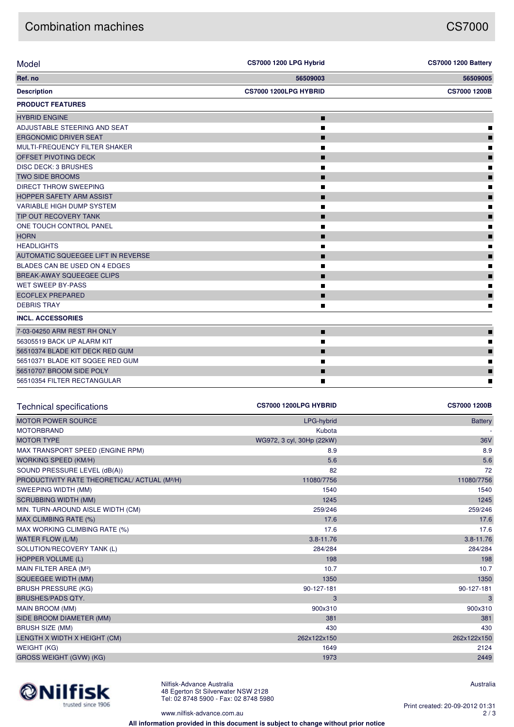# Combination machines

CS7000

| Model | CS7000 1200 LPG Hybrid | CS7000 1200 Battery |
|---|---|---|
| Ref. no | 56509003 | 56509005 |
| Description | CS7000 1200LPG HYBRID | CS7000 1200B |
| **PRODUCT FEATURES** | | |
| HYBRID ENGINE | ■ | |
| ADJUSTABLE STEERING AND SEAT | ■ | ■ |
| ERGONOMIC DRIVER SEAT | ■ | ■ |
| MULTI-FREQUENCY FILTER SHAKER | ■ | ■ |
| OFFSET PIVOTING DECK | ■ | ■ |
| DISC DECK: 3 BRUSHES | ■ | ■ |
| TWO SIDE BROOMS | ■ | ■ |
| DIRECT THROW SWEEPING | ■ | ■ |
| HOPPER SAFETY ARM ASSIST | ■ | ■ |
| VARIABLE HIGH DUMP SYSTEM | ■ | ■ |
| TIP OUT RECOVERY TANK | ■ | ■ |
| ONE TOUCH CONTROL PANEL | ■ | ■ |
| HORN | ■ | ■ |
| HEADLIGHTS | ■ | ■ |
| AUTOMATIC SQUEEGEE LIFT IN REVERSE | ■ | ■ |
| BLADES CAN BE USED ON 4 EDGES | ■ | ■ |
| BREAK-AWAY SQUEEGEE CLIPS | ■ | ■ |
| WET SWEEP BY-PASS | ■ | ■ |
| ECOFLEX PREPARED | ■ | ■ |
| DEBRIS TRAY | ■ | ■ |
| **INCL. ACCESSORIES** | | |
| 7-03-04250 ARM REST RH ONLY | ■ | ■ |
| 56305519 BACK UP ALARM KIT | ■ | ■ |
| 56510374 BLADE KIT DECK RED GUM | ■ | ■ |
| 56510371 BLADE KIT SQGEE RED GUM | ■ | ■ |
| 56510707 BROOM SIDE POLY | ■ | ■ |
| 56510354 FILTER RECTANGULAR | ■ | ■ |

| Technical specifications | CS7000 1200LPG HYBRID | CS7000 1200B |
|---|---|---|
| MOTOR POWER SOURCE | LPG-hybrid | Battery |
| MOTORBRAND | Kubota | - |
| MOTOR TYPE | WG972, 3 cyl, 30Hp (22kW) | 36V |
| MAX TRANSPORT SPEED (ENGINE RPM) | 8.9 | 8.9 |
| WORKING SPEED (KM/H) | 5.6 | 5.6 |
| SOUND PRESSURE LEVEL (dB(A)) | 82 | 72 |
| PRODUCTIVITY RATE THEORETICAL/ ACTUAL (M²/H) | 11080/7756 | 11080/7756 |
| SWEEPING WIDTH (MM) | 1540 | 1540 |
| SCRUBBING WIDTH (MM) | 1245 | 1245 |
| MIN. TURN-AROUND AISLE WIDTH (CM) | 259/246 | 259/246 |
| MAX CLIMBING RATE (%) | 17.6 | 17.6 |
| MAX WORKING CLIMBING RATE (%) | 17.6 | 17.6 |
| WATER FLOW (L/M) | 3.8-11.76 | 3.8-11.76 |
| SOLUTION/RECOVERY TANK (L) | 284/284 | 284/284 |
| HOPPER VOLUME (L) | 198 | 198 |
| MAIN FILTER AREA (M²) | 10.7 | 10.7 |
| SQUEEGEE WIDTH (MM) | 1350 | 1350 |
| BRUSH PRESSURE (KG) | 90-127-181 | 90-127-181 |
| BRUSHES/PADS QTY. | 3 | 3 |
| MAIN BROOM (MM) | 900x310 | 900x310 |
| SIDE BROOM DIAMETER (MM) | 381 | 381 |
| BRUSH SIZE (MM) | 430 | 430 |
| LENGTH X WIDTH X HEIGHT (CM) | 262x122x150 | 262x122x150 |
| WEIGHT (KG) | 1649 | 2124 |
| GROSS WEIGHT (GVW) (KG) | 1973 | 2449 |

Nilfisk trusted since 1906

Nilfisk-Advance Australia
48 Egerton St Silverwater NSW 2128
Tel: 02 8748 5900 - Fax: 02 8748 5980

www.nilfisk-advance.com.au

Australia

Print created: 20-09-2012 01:31

**All information provided in this document is subject to change without prior notice**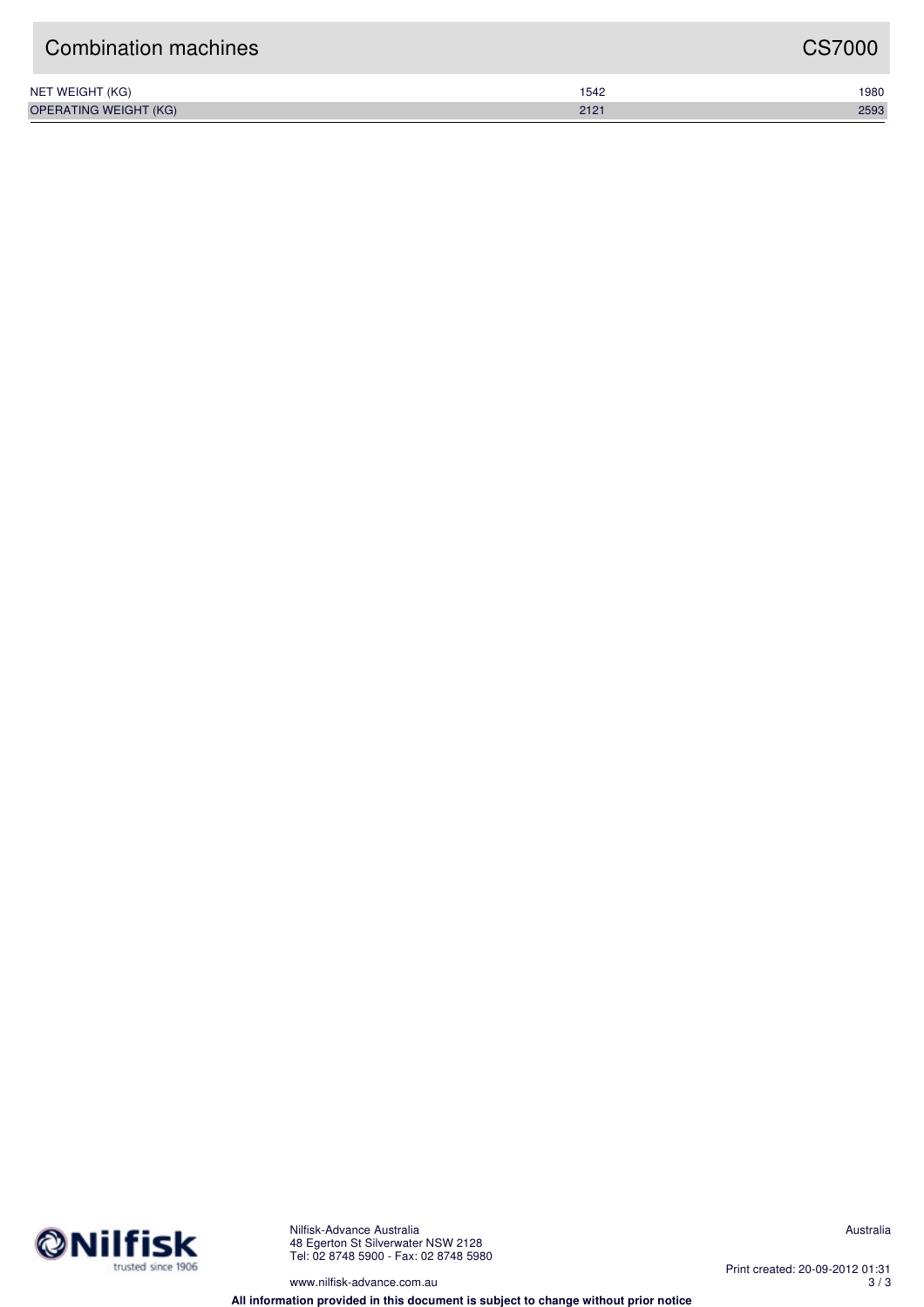| | | |
|---|---|---|
| NET WEIGHT (KG) | 1542 | 1980 |
| OPERATING WEIGHT (KG) | 2121 | 2593 |